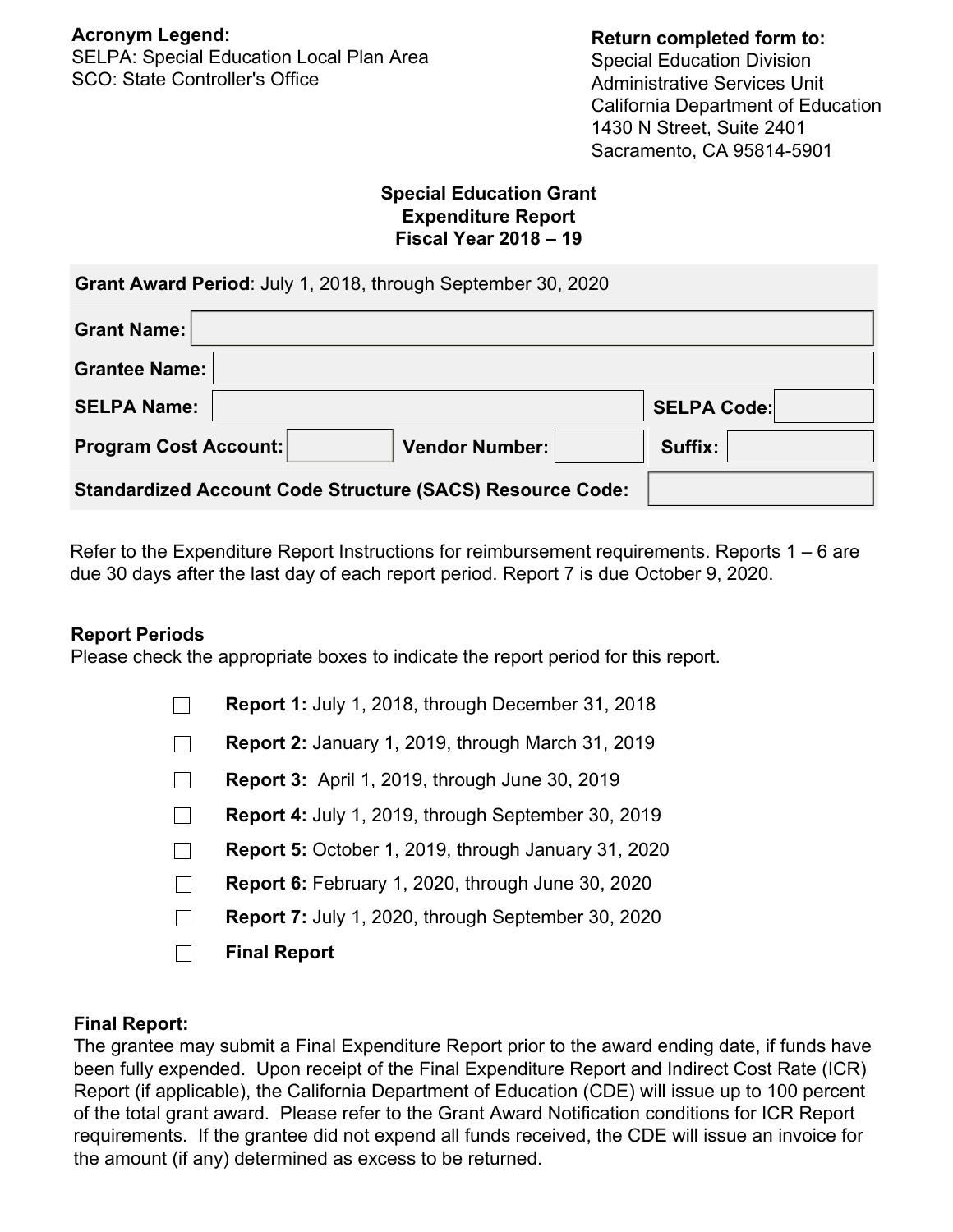**Acronym Legend:**
SELPA: Special Education Local Plan Area
SCO: State Controller's Office

**Return completed form to:**
Special Education Division
Administrative Services Unit
California Department of Education
1430 N Street, Suite 2401
Sacramento, CA 95814-5901

## Special Education Grant Expenditure Report Fiscal Year 2018 – 19

**Grant Award Period**: July 1, 2018, through September 30, 2020

| | | | |
|---|---|---|---|
| **Grant Name:** | | | |
| **Grantee Name:** | | | |
| **SELPA Name:** | | **SELPA Code:** | |
| **Program Cost Account:** | | **Vendor Number:** | |
| **Suffix:** | | | |
| **Standardized Account Code Structure (SACS) Resource Code:** | | | |

Refer to the Expenditure Report Instructions for reimbursement requirements. Reports 1 – 6 are due 30 days after the last day of each report period. Report 7 is due October 9, 2020.

**Report Periods**
Please check the appropriate boxes to indicate the report period for this report.

- ☐ **Report 1:** July 1, 2018, through December 31, 2018
- ☐ **Report 2:** January 1, 2019, through March 31, 2019
- ☐ **Report 3:** April 1, 2019, through June 30, 2019
- ☐ **Report 4:** July 1, 2019, through September 30, 2019
- ☐ **Report 5:** October 1, 2019, through January 31, 2020
- ☐ **Report 6:** February 1, 2020, through June 30, 2020
- ☐ **Report 7:** July 1, 2020, through September 30, 2020
- ☐ **Final Report**

**Final Report:**
The grantee may submit a Final Expenditure Report prior to the award ending date, if funds have been fully expended. Upon receipt of the Final Expenditure Report and Indirect Cost Rate (ICR) Report (if applicable), the California Department of Education (CDE) will issue up to 100 percent of the total grant award. Please refer to the Grant Award Notification conditions for ICR Report requirements. If the grantee did not expend all funds received, the CDE will issue an invoice for the amount (if any) determined as excess to be returned.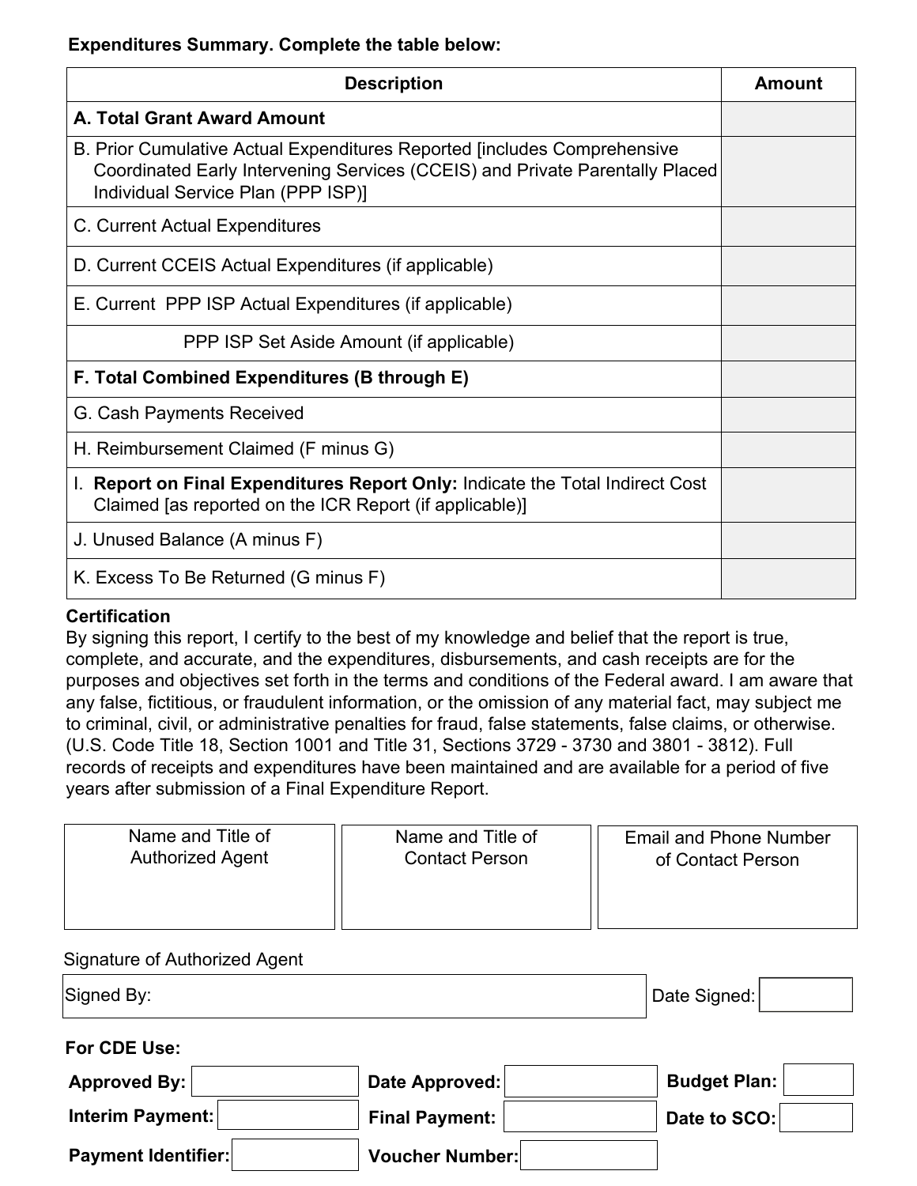**Expenditures Summary. Complete the table below:**

| Description | Amount |
| --- | --- |
| **A. Total Grant Award Amount** | |
| B. Prior Cumulative Actual Expenditures Reported [includes Comprehensive Coordinated Early Intervening Services (CCEIS) and Private Parentally Placed Individual Service Plan (PPP ISP)] | |
| C. Current Actual Expenditures | |
| D. Current CCEIS Actual Expenditures (if applicable) | |
| E. Current PPP ISP Actual Expenditures (if applicable) | |
| PPP ISP Set Aside Amount (if applicable) | |
| **F. Total Combined Expenditures (B through E)** | |
| G. Cash Payments Received | |
| H. Reimbursement Claimed (F minus G) | |
| I. **Report on Final Expenditures Report Only:** Indicate the Total Indirect Cost Claimed [as reported on the ICR Report (if applicable)] | |
| J. Unused Balance (A minus F) | |
| K. Excess To Be Returned (G minus F) | |

**Certification**

By signing this report, I certify to the best of my knowledge and belief that the report is true, complete, and accurate, and the expenditures, disbursements, and cash receipts are for the purposes and objectives set forth in the terms and conditions of the Federal award. I am aware that any false, fictitious, or fraudulent information, or the omission of any material fact, may subject me to criminal, civil, or administrative penalties for fraud, false statements, false claims, or otherwise. (U.S. Code Title 18, Section 1001 and Title 31, Sections 3729 - 3730 and 3801 - 3812). Full records of receipts and expenditures have been maintained and are available for a period of five years after submission of a Final Expenditure Report.

| Name and Title of Authorized Agent | Name and Title of Contact Person | Email and Phone Number of Contact Person |
| --- | --- | --- |
| | | |

Signature of Authorized Agent

| Signed By: | Date Signed: |
| --- | --- |
| | |

**For CDE Use:**

| | | | | | |
| --- | --- | --- | --- | --- | --- |
| **Approved By:** | | **Date Approved:** | | **Budget Plan:** | |
| **Interim Payment:** | | **Final Payment:** | | **Date to SCO:** | |
| **Payment Identifier:** | | **Voucher Number:** | | | |